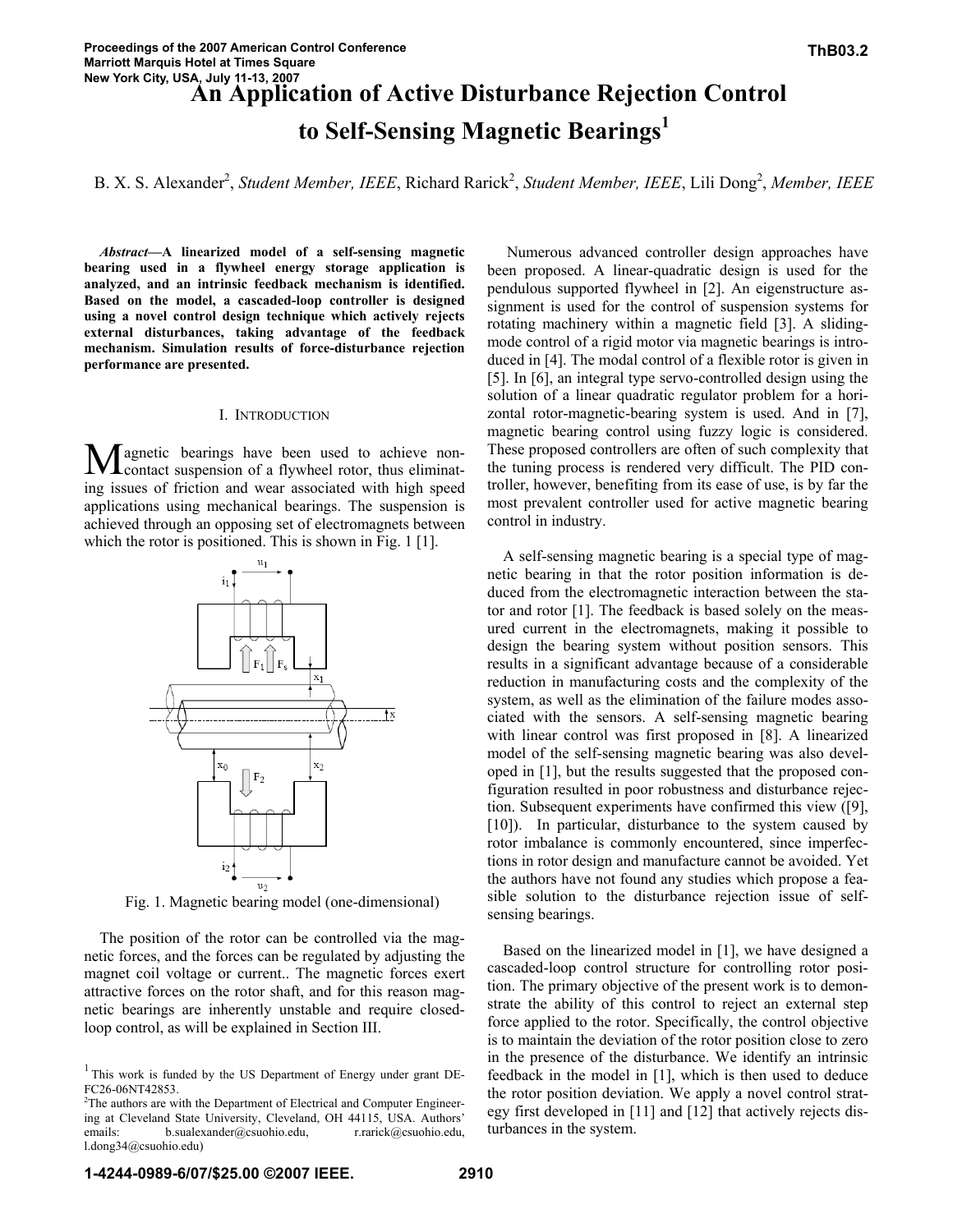# An Application of Active Disturbance Rejection Control to Self-Sensing Magnetic Bearings[1]

B. X. S. Alexander[2], *Student Member, IEEE*, Richard Rarick[2], *Student Member, IEEE*, Lili Dong[2], *Member, IEEE*

***Abstract*—A linearized model of a self-sensing magnetic bearing used in a flywheel energy storage application is analyzed, and an intrinsic feedback mechanism is identified. Based on the model, a cascaded-loop controller is designed using a novel control design technique which actively rejects external disturbances, taking advantage of the feedback mechanism. Simulation results of force-disturbance rejection performance are presented.**

## I. Introduction

Magnetic bearings have been used to achieve non-contact suspension of a flywheel rotor, thus eliminating issues of friction and wear associated with high speed applications using mechanical bearings. The suspension is achieved through an opposing set of electromagnets between which the rotor is positioned. This is shown in Fig. 1 [1].

Fig. 1. Magnetic bearing model (one-dimensional)

The position of the rotor can be controlled via the magnetic forces, and the forces can be regulated by adjusting the magnet coil voltage or current.. The magnetic forces exert attractive forces on the rotor shaft, and for this reason magnetic bearings are inherently unstable and require closed-loop control, as will be explained in Section III.

Numerous advanced controller design approaches have been proposed. A linear-quadratic design is used for the pendulous supported flywheel in [2]. An eigenstructure assignment is used for the control of suspension systems for rotating machinery within a magnetic field [3]. A sliding-mode control of a rigid motor via magnetic bearings is introduced in [4]. The modal control of a flexible rotor is given in [5]. In [6], an integral type servo-controlled design using the solution of a linear quadratic regulator problem for a horizontal rotor-magnetic-bearing system is used. And in [7], magnetic bearing control using fuzzy logic is considered. These proposed controllers are often of such complexity that the tuning process is rendered very difficult. The PID controller, however, benefiting from its ease of use, is by far the most prevalent controller used for active magnetic bearing control in industry.

A self-sensing magnetic bearing is a special type of magnetic bearing in that the rotor position information is deduced from the electromagnetic interaction between the stator and rotor [1]. The feedback is based solely on the measured current in the electromagnets, making it possible to design the bearing system without position sensors. This results in a significant advantage because of a considerable reduction in manufacturing costs and the complexity of the system, as well as the elimination of the failure modes associated with the sensors. A self-sensing magnetic bearing with linear control was first proposed in [8]. A linearized model of the self-sensing magnetic bearing was also developed in [1], but the results suggested that the proposed configuration resulted in poor robustness and disturbance rejection. Subsequent experiments have confirmed this view ([9], [10]). In particular, disturbance to the system caused by rotor imbalance is commonly encountered, since imperfections in rotor design and manufacture cannot be avoided. Yet the authors have not found any studies which propose a feasible solution to the disturbance rejection issue of self-sensing bearings.

Based on the linearized model in [1], we have designed a cascaded-loop control structure for controlling rotor position. The primary objective of the present work is to demonstrate the ability of this control to reject an external step force applied to the rotor. Specifically, the control objective is to maintain the deviation of the rotor position close to zero in the presence of the disturbance. We identify an intrinsic feedback in the model in [1], which is then used to deduce the rotor position deviation. We apply a novel control strategy first developed in [11] and [12] that actively rejects disturbances in the system.

[1] This work is funded by the US Department of Energy under grant DE-FC26-06NT42853.

[2] The authors are with the Department of Electrical and Computer Engineering at Cleveland State University, Cleveland, OH 44115, USA. Authors' emails: b.sualexander@csuohio.edu, r.rarick@csuohio.edu, l.dong34@csuohio.edu)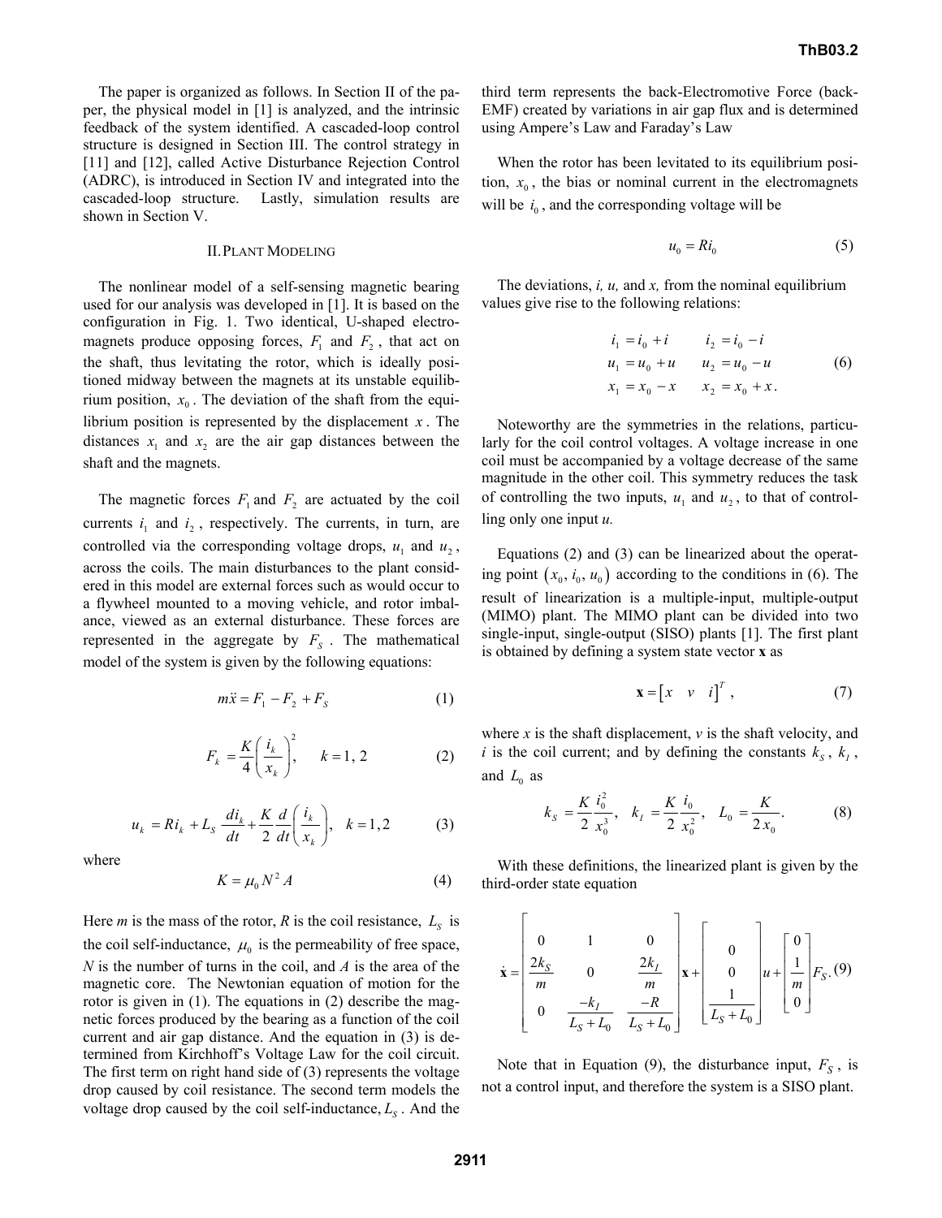The paper is organized as follows. In Section II of the paper, the physical model in [1] is analyzed, and the intrinsic feedback of the system identified. A cascaded-loop control structure is designed in Section III. The control strategy in [11] and [12], called Active Disturbance Rejection Control (ADRC), is introduced in Section IV and integrated into the cascaded-loop structure. Lastly, simulation results are shown in Section V.

## II. Plant Modeling

The nonlinear model of a self-sensing magnetic bearing used for our analysis was developed in [1]. It is based on the configuration in Fig. 1. Two identical, U-shaped electromagnets produce opposing forces, $F_1$ and $F_2$, that act on the shaft, thus levitating the rotor, which is ideally positioned midway between the magnets at its unstable equilibrium position, $x_0$. The deviation of the shaft from the equilibrium position is represented by the displacement $x$. The distances $x_1$ and $x_2$ are the air gap distances between the shaft and the magnets.

The magnetic forces $F_1$ and $F_2$ are actuated by the coil currents $i_1$ and $i_2$, respectively. The currents, in turn, are controlled via the corresponding voltage drops, $u_1$ and $u_2$, across the coils. The main disturbances to the plant considered in this model are external forces such as would occur to a flywheel mounted to a moving vehicle, and rotor imbalance, viewed as an external disturbance. These forces are represented in the aggregate by $F_S$. The mathematical model of the system is given by the following equations:

$$m\ddot{x} = F_1 - F_2 + F_S \tag{1}$$

$$F_k = \frac{K}{4}\left(\frac{i_k}{x_k}\right)^2, \quad k = 1,\, 2 \tag{2}$$

$$u_k = Ri_k + L_S\frac{di_k}{dt} + \frac{K}{2}\frac{d}{dt}\left(\frac{i_k}{x_k}\right), \quad k = 1, 2 \tag{3}$$

where

$$K = \mu_0 N^2 A \tag{4}$$

Here $m$ is the mass of the rotor, $R$ is the coil resistance, $L_S$ is the coil self-inductance, $\mu_0$ is the permeability of free space, $N$ is the number of turns in the coil, and $A$ is the area of the magnetic core. The Newtonian equation of motion for the rotor is given in (1). The equations in (2) describe the magnetic forces produced by the bearing as a function of the coil current and air gap distance. And the equation in (3) is determined from Kirchhoff's Voltage Law for the coil circuit. The first term on right hand side of (3) represents the voltage drop caused by coil resistance. The second term models the voltage drop caused by the coil self-inductance, $L_S$. And the third term represents the back-Electromotive Force (back-EMF) created by variations in air gap flux and is determined using Ampere's Law and Faraday's Law

When the rotor has been levitated to its equilibrium position, $x_0$, the bias or nominal current in the electromagnets will be $i_0$, and the corresponding voltage will be

$$u_0 = Ri_0 \tag{5}$$

The deviations, $i$, $u$, and $x$, from the nominal equilibrium values give rise to the following relations:

$$\begin{aligned} i_1 &= i_0 + i \qquad & i_2 &= i_0 - i \\ u_1 &= u_0 + u \qquad & u_2 &= u_0 - u \\ x_1 &= x_0 - x \qquad & x_2 &= x_0 + x. \end{aligned} \tag{6}$$

Noteworthy are the symmetries in the relations, particularly for the coil control voltages. A voltage increase in one coil must be accompanied by a voltage decrease of the same magnitude in the other coil. This symmetry reduces the task of controlling the two inputs, $u_1$ and $u_2$, to that of controlling only one input $u$.

Equations (2) and (3) can be linearized about the operating point $(x_0, i_0, u_0)$ according to the conditions in (6). The result of linearization is a multiple-input, multiple-output (MIMO) plant. The MIMO plant can be divided into two single-input, single-output (SISO) plants [1]. The first plant is obtained by defining a system state vector $\mathbf{x}$ as

$$\mathbf{x} = \begin{bmatrix} x & v & i \end{bmatrix}^T, \tag{7}$$

where $x$ is the shaft displacement, $v$ is the shaft velocity, and $i$ is the coil current; and by defining the constants $k_S$, $k_I$, and $L_0$ as

$$k_S = \frac{K}{2}\frac{i_0^2}{x_0^3}, \quad k_I = \frac{K}{2}\frac{i_0}{x_0^2}, \quad L_0 = \frac{K}{2x_0}. \tag{8}$$

With these definitions, the linearized plant is given by the third-order state equation

$$\dot{\mathbf{x}} = \begin{bmatrix} 0 & 1 & 0 \\ \frac{2k_S}{m} & 0 & \frac{2k_I}{m} \\ 0 & \frac{-k_I}{L_S + L_0} & \frac{-R}{L_S + L_0} \end{bmatrix}\mathbf{x} + \begin{bmatrix} 0 \\ 0 \\ \frac{1}{L_S + L_0} \end{bmatrix}u + \begin{bmatrix} 0 \\ \frac{1}{m} \\ 0 \end{bmatrix}F_S. \tag{9}$$

Note that in Equation (9), the disturbance input, $F_S$, is not a control input, and therefore the system is a SISO plant.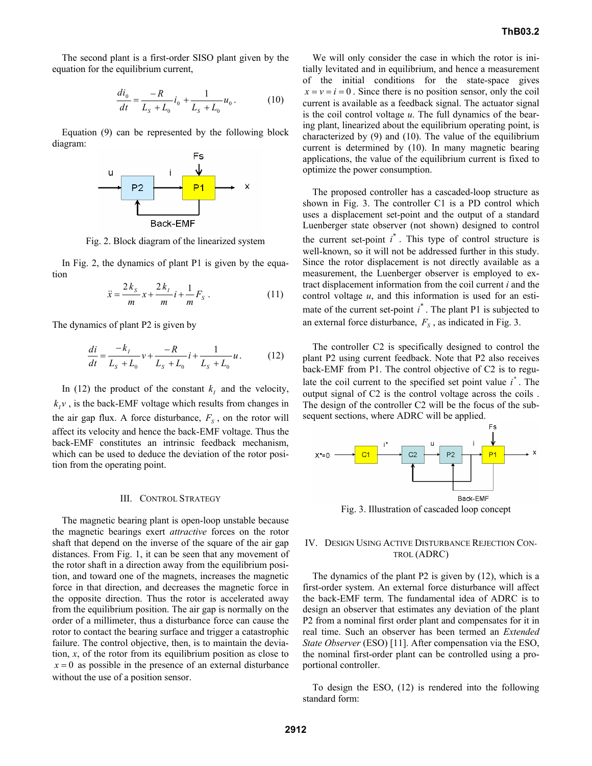The second plant is a first-order SISO plant given by the equation for the equilibrium current,

$$\frac{di_0}{dt} = \frac{-R}{L_S + L_0} i_0 + \frac{1}{L_S + L_0} u_0 \,. \tag{10}$$

Equation (9) can be represented by the following block diagram:

Fig. 2. Block diagram of the linearized system

In Fig. 2, the dynamics of plant P1 is given by the equation

$$\ddot{x} = \frac{2k_S}{m} x + \frac{2k_I}{m} i + \frac{1}{m} F_S \,. \tag{11}$$

The dynamics of plant P2 is given by

$$\frac{di}{dt} = \frac{-k_I}{L_S + L_0} v + \frac{-R}{L_S + L_0} i + \frac{1}{L_S + L_0} u \,. \tag{12}$$

In (12) the product of the constant $k_I$ and the velocity, $k_I v$, is the back-EMF voltage which results from changes in the air gap flux. A force disturbance, $F_S$, on the rotor will affect its velocity and hence the back-EMF voltage. Thus the back-EMF constitutes an intrinsic feedback mechanism, which can be used to deduce the deviation of the rotor position from the operating point.

## III. Control Strategy

The magnetic bearing plant is open-loop unstable because the magnetic bearings exert *attractive* forces on the rotor shaft that depend on the inverse of the square of the air gap distances. From Fig. 1, it can be seen that any movement of the rotor shaft in a direction away from the equilibrium position, and toward one of the magnets, increases the magnetic force in that direction, and decreases the magnetic force in the opposite direction. Thus the rotor is accelerated away from the equilibrium position. The air gap is normally on the order of a millimeter, thus a disturbance force can cause the rotor to contact the bearing surface and trigger a catastrophic failure. The control objective, then, is to maintain the deviation, *x*, of the rotor from its equilibrium position as close to $x = 0$ as possible in the presence of an external disturbance without the use of a position sensor.

We will only consider the case in which the rotor is initially levitated and in equilibrium, and hence a measurement of the initial conditions for the state-space gives $x = v = i = 0$. Since there is no position sensor, only the coil current is available as a feedback signal. The actuator signal is the coil control voltage *u*. The full dynamics of the bearing plant, linearized about the equilibrium operating point, is characterized by (9) and (10). The value of the equilibrium current is determined by (10). In many magnetic bearing applications, the value of the equilibrium current is fixed to optimize the power consumption.

The proposed controller has a cascaded-loop structure as shown in Fig. 3. The controller C1 is a PD control which uses a displacement set-point and the output of a standard Luenberger state observer (not shown) designed to control the current set-point $i^*$. This type of control structure is well-known, so it will not be addressed further in this study. Since the rotor displacement is not directly available as a measurement, the Luenberger observer is employed to extract displacement information from the coil current *i* and the control voltage *u*, and this information is used for an estimate of the current set-point $i^*$. The plant P1 is subjected to an external force disturbance, $F_S$, as indicated in Fig. 3.

The controller C2 is specifically designed to control the plant P2 using current feedback. Note that P2 also receives back-EMF from P1. The control objective of C2 is to regulate the coil current to the specified set point value $i^*$. The output signal of C2 is the control voltage across the coils . The design of the controller C2 will be the focus of the subsequent sections, where ADRC will be applied.

Fig. 3. Illustration of cascaded loop concept

## IV. Design Using Active Disturbance Rejection Control (ADRC)

The dynamics of the plant P2 is given by (12), which is a first-order system. An external force disturbance will affect the back-EMF term. The fundamental idea of ADRC is to design an observer that estimates any deviation of the plant P2 from a nominal first order plant and compensates for it in real time. Such an observer has been termed an *Extended State Observer* (ESO) [11]. After compensation via the ESO, the nominal first-order plant can be controlled using a proportional controller.

To design the ESO, (12) is rendered into the following standard form: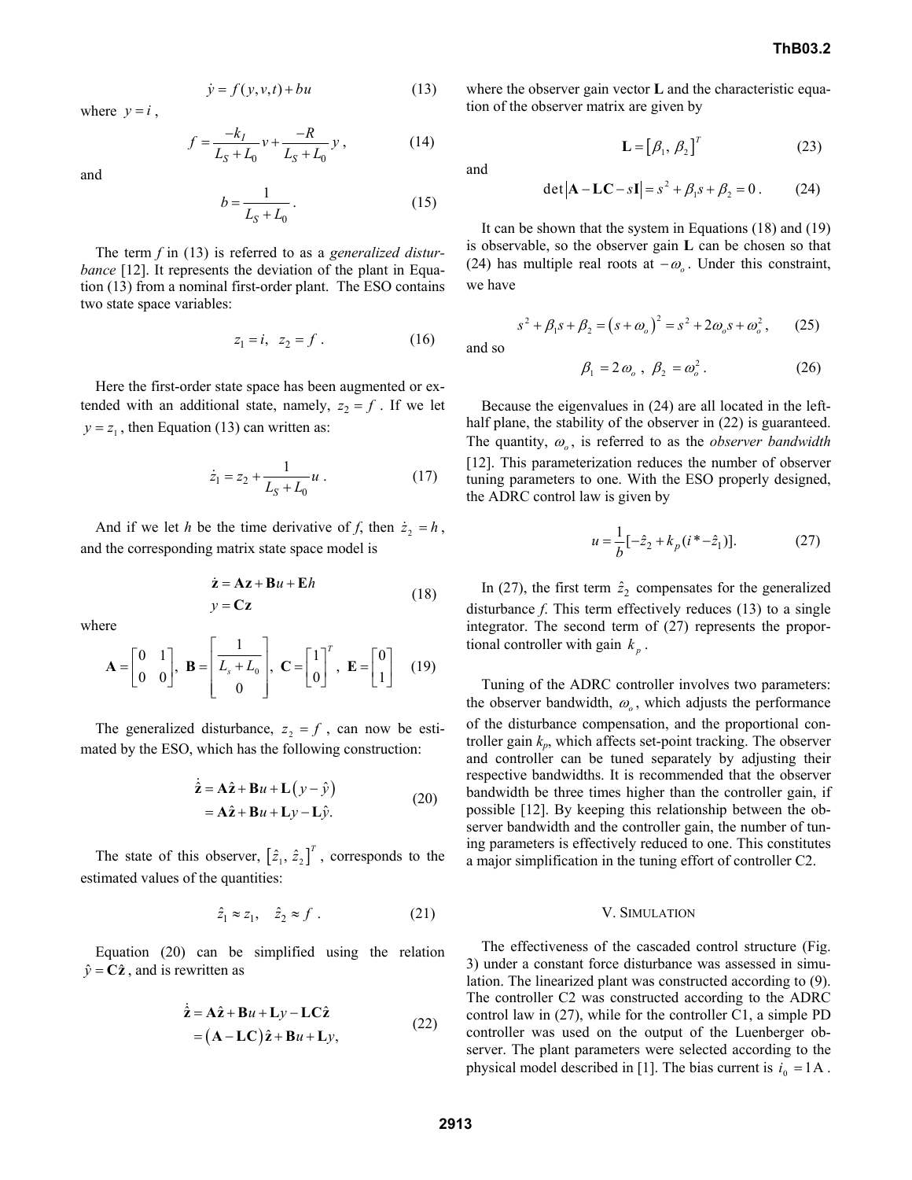$$\dot{y} = f(y, v, t) + bu \tag{13}$$

where $y = i$,

$$f = \frac{-k_I}{L_S + L_0} v + \frac{-R}{L_S + L_0} y , \tag{14}$$

and

$$b = \frac{1}{L_S + L_0} . \tag{15}$$

The term $f$ in (13) is referred to as a *generalized disturbance* [12]. It represents the deviation of the plant in Equation (13) from a nominal first-order plant. The ESO contains two state space variables:

$$z_1 = i, \quad z_2 = f . \tag{16}$$

Here the first-order state space has been augmented or extended with an additional state, namely, $z_2 = f$. If we let $y = z_1$, then Equation (13) can written as:

$$\dot{z}_1 = z_2 + \frac{1}{L_S + L_0} u . \tag{17}$$

And if we let $h$ be the time derivative of $f$, then $\dot{z}_2 = h$, and the corresponding matrix state space model is

$$\begin{aligned} \dot{\mathbf{z}} &= \mathbf{A}\mathbf{z} + \mathbf{B}u + \mathbf{E}h \\ y &= \mathbf{C}\mathbf{z} \end{aligned} \tag{18}$$

where

$$\mathbf{A} = \begin{bmatrix} 0 & 1 \\ 0 & 0 \end{bmatrix}, \ \mathbf{B} = \begin{bmatrix} \dfrac{1}{L_s + L_0} \\ 0 \end{bmatrix}, \ \mathbf{C} = \begin{bmatrix} 1 \\ 0 \end{bmatrix}^T, \ \mathbf{E} = \begin{bmatrix} 0 \\ 1 \end{bmatrix} \tag{19}$$

The generalized disturbance, $z_2 = f$, can now be estimated by the ESO, which has the following construction:

$$\begin{aligned} \dot{\hat{\mathbf{z}}} &= \mathbf{A}\hat{\mathbf{z}} + \mathbf{B}u + \mathbf{L}\left(y - \hat{y}\right) \\ &= \mathbf{A}\hat{\mathbf{z}} + \mathbf{B}u + \mathbf{L}y - \mathbf{L}\hat{y}. \end{aligned} \tag{20}$$

The state of this observer, $\left[\hat{z}_1, \ \hat{z}_2\right]^T$, corresponds to the estimated values of the quantities:

$$\hat{z}_1 \approx z_1, \quad \hat{z}_2 \approx f . \tag{21}$$

Equation (20) can be simplified using the relation $\hat{y} = \mathbf{C}\hat{\mathbf{z}}$, and is rewritten as

$$\begin{aligned} \dot{\hat{\mathbf{z}}} &= \mathbf{A}\hat{\mathbf{z}} + \mathbf{B}u + \mathbf{L}y - \mathbf{L}\mathbf{C}\hat{\mathbf{z}} \\ &= \left(\mathbf{A} - \mathbf{L}\mathbf{C}\right)\hat{\mathbf{z}} + \mathbf{B}u + \mathbf{L}y, \end{aligned} \tag{22}$$

where the observer gain vector $\mathbf{L}$ and the characteristic equation of the observer matrix are given by

$$\mathbf{L} = \left[\beta_1, \ \beta_2\right]^T \tag{23}$$

and

$$\det\left|\mathbf{A} - \mathbf{L}\mathbf{C} - s\mathbf{I}\right| = s^2 + \beta_1 s + \beta_2 = 0 . \tag{24}$$

It can be shown that the system in Equations (18) and (19) is observable, so the observer gain $\mathbf{L}$ can be chosen so that (24) has multiple real roots at $-\omega_o$. Under this constraint, we have

$$s^2 + \beta_1 s + \beta_2 = \left(s + \omega_o\right)^2 = s^2 + 2\omega_o s + \omega_o^2 , \tag{25}$$

and so

$$\beta_1 = 2\,\omega_o \ , \ \ \beta_2 = \omega_o^2 . \tag{26}$$

Because the eigenvalues in (24) are all located in the left-half plane, the stability of the observer in (22) is guaranteed. The quantity, $\omega_o$, is referred to as the *observer bandwidth* [12]. This parameterization reduces the number of observer tuning parameters to one. With the ESO properly designed, the ADRC control law is given by

$$u = \frac{1}{b}[-\hat{z}_2 + k_p(i^* - \hat{z}_1)]. \tag{27}$$

In (27), the first term $\hat{z}_2$ compensates for the generalized disturbance $f$. This term effectively reduces (13) to a single integrator. The second term of (27) represents the proportional controller with gain $k_p$.

Tuning of the ADRC controller involves two parameters: the observer bandwidth, $\omega_o$, which adjusts the performance of the disturbance compensation, and the proportional controller gain $k_p$, which affects set-point tracking. The observer and controller can be tuned separately by adjusting their respective bandwidths. It is recommended that the observer bandwidth be three times higher than the controller gain, if possible [12]. By keeping this relationship between the observer bandwidth and the controller gain, the number of tuning parameters is effectively reduced to one. This constitutes a major simplification in the tuning effort of controller C2.

## V. Simulation

The effectiveness of the cascaded control structure (Fig. 3) under a constant force disturbance was assessed in simulation. The linearized plant was constructed according to (9). The controller C2 was constructed according to the ADRC control law in (27), while for the controller C1, a simple PD controller was used on the output of the Luenberger observer. The plant parameters were selected according to the physical model described in [1]. The bias current is $i_0 = 1\text{A}$.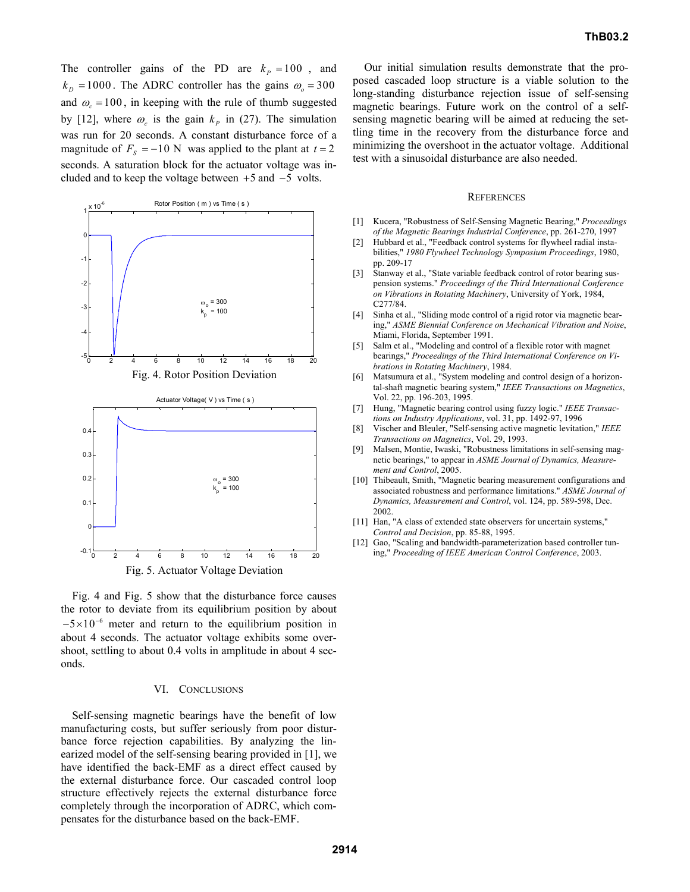The controller gains of the PD are $k_P = 100$, and $k_D = 1000$. The ADRC controller has the gains $\omega_o = 300$ and $\omega_c = 100$, in keeping with the rule of thumb suggested by [12], where $\omega_c$ is the gain $k_P$ in (27). The simulation was run for 20 seconds. A constant disturbance force of a magnitude of $F_S = -10$ N was applied to the plant at $t = 2$ seconds. A saturation block for the actuator voltage was included and to keep the voltage between $+5$ and $-5$ volts.

Rotor Position ( m ) vs Time ( s )

x 10^-6

1
0
-1
-2
-3
-4
-5

0 2 4 6 8 10 12 14 16 18 20

$\omega_o$ = 300
$k_p$ = 100

Fig. 4. Rotor Position Deviation

Actuator Voltage( V ) vs Time ( s )

0.4
0.3
0.2
0.1
0
-0.1

0 2 4 6 8 10 12 14 16 18 20

$\omega_o$ = 300
$k_p$ = 100

Fig. 5. Actuator Voltage Deviation

Fig. 4 and Fig. 5 show that the disturbance force causes the rotor to deviate from its equilibrium position by about $-5\times10^{-6}$ meter and return to the equilibrium position in about 4 seconds. The actuator voltage exhibits some overshoot, settling to about 0.4 volts in amplitude in about 4 seconds.

## VI. Conclusions

Self-sensing magnetic bearings have the benefit of low manufacturing costs, but suffer seriously from poor disturbance force rejection capabilities. By analyzing the linearized model of the self-sensing bearing provided in [1], we have identified the back-EMF as a direct effect caused by the external disturbance force. Our cascaded control loop structure effectively rejects the external disturbance force completely through the incorporation of ADRC, which compensates for the disturbance based on the back-EMF.

Our initial simulation results demonstrate that the proposed cascaded loop structure is a viable solution to the long-standing disturbance rejection issue of self-sensing magnetic bearings. Future work on the control of a self-sensing magnetic bearing will be aimed at reducing the settling time in the recovery from the disturbance force and minimizing the overshoot in the actuator voltage. Additional test with a sinusoidal disturbance are also needed.

## References

[1] Kucera, "Robustness of Self-Sensing Magnetic Bearing," *Proceedings of the Magnetic Bearings Industrial Conference*, pp. 261-270, 1997

[2] Hubbard et al., "Feedback control systems for flywheel radial instabilities," *1980 Flywheel Technology Symposium Proceedings*, 1980, pp. 209-17

[3] Stanway et al., "State variable feedback control of rotor bearing suspension systems." *Proceedings of the Third International Conference on Vibrations in Rotating Machinery*, University of York, 1984, C277/84.

[4] Sinha et al., "Sliding mode control of a rigid rotor via magnetic bearing," *ASME Biennial Conference on Mechanical Vibration and Noise*, Miami, Florida, September 1991.

[5] Salm et al., "Modeling and control of a flexible rotor with magnet bearings," *Proceedings of the Third International Conference on Vibrations in Rotating Machinery*, 1984.

[6] Matsumura et al., "System modeling and control design of a horizontal-shaft magnetic bearing system," *IEEE Transactions on Magnetics*, Vol. 22, pp. 196-203, 1995.

[7] Hung, "Magnetic bearing control using fuzzy logic." *IEEE Transactions on Industry Applications*, vol. 31, pp. 1492-97, 1996

[8] Vischer and Bleuler, "Self-sensing active magnetic levitation," *IEEE Transactions on Magnetics*, Vol. 29, 1993.

[9] Malsen, Montie, Iwaski, "Robustness limitations in self-sensing magnetic bearings," to appear in *ASME Journal of Dynamics, Measurement and Control*, 2005.

[10] Thibeault, Smith, "Magnetic bearing measurement configurations and associated robustness and performance limitations." *ASME Journal of Dynamics, Measurement and Control*, vol. 124, pp. 589-598, Dec. 2002.

[11] Han, "A class of extended state observers for uncertain systems," *Control and Decision*, pp. 85-88, 1995.

[12] Gao, "Scaling and bandwidth-parameterization based controller tuning," *Proceeding of IEEE American Control Conference*, 2003.